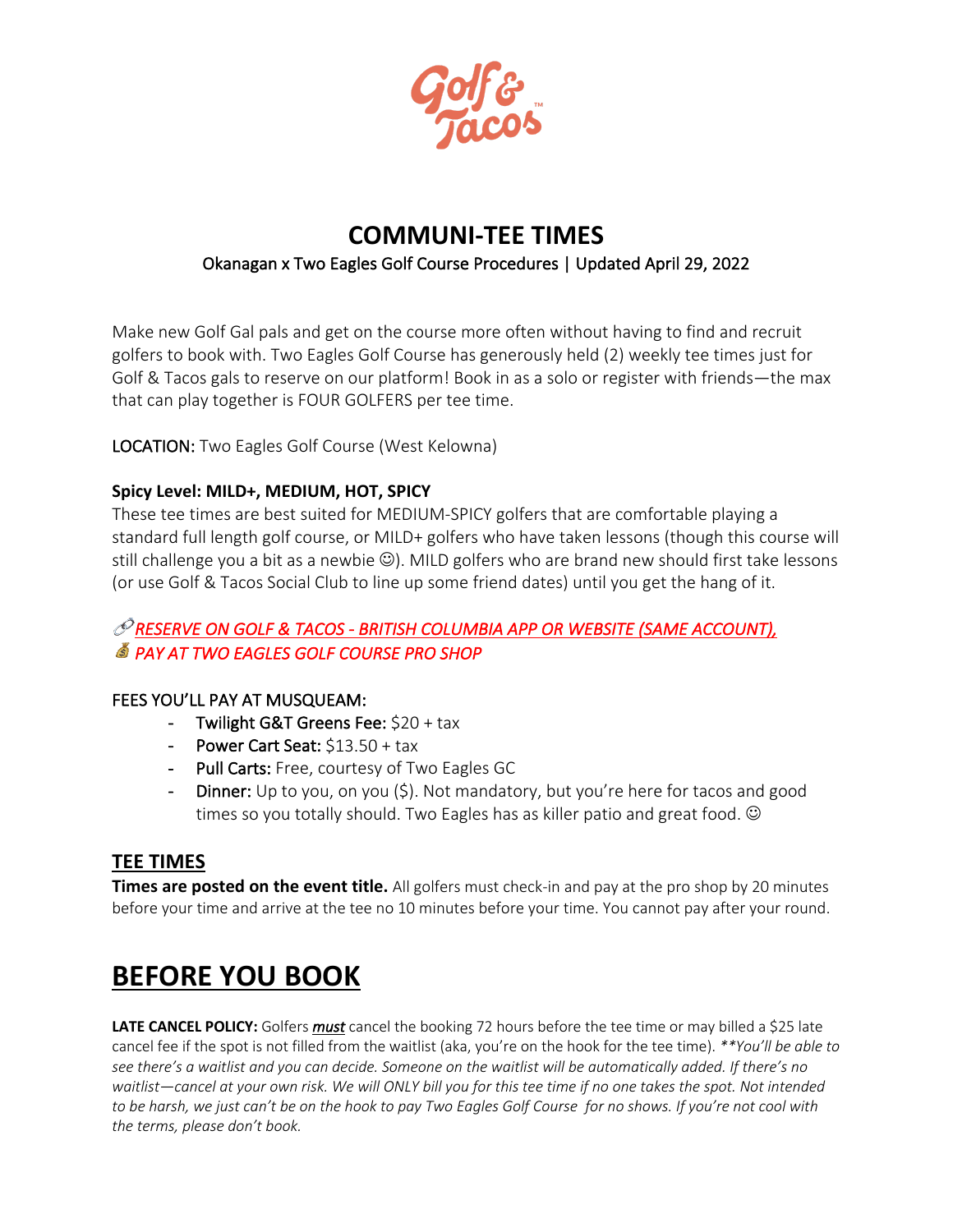# COMMUNI-TEE TIMES

Okanagan x Two Eagles Golf Course Procedures | Updated April 29, 2022

Make new Golf Gal pals and get on the course more often without having to find and recruit golfers to book with. Two Eagles Golf Course has generously held (2) weekly tee times just for Golf & Tacos gals to reserve on our platform! Book in as a solo or register with friends—the max that can play together is FOUR GOLFERS per tee time.

LOCATION: Two Eagles Golf Course (West Kelowna)

**Spicy Level: MILD+, MEDIUM, HOT, SPICY**

These tee times are best suited for MEDIUM-SPICY golfers that are comfortable playing a standard full length golf course, or MILD+ golfers who have taken lessons (though this course will still challenge you a bit as a newbie ☺). MILD golfers who are brand new should first take lessons (or use Golf & Tacos Social Club to line up some friend dates) until you get the hang of it.

🔗 *RESERVE ON GOLF & TACOS - BRITISH COLUMBIA APP OR WEBSITE (SAME ACCOUNT),*
💰 *PAY AT TWO EAGLES GOLF COURSE PRO SHOP*

FEES YOU'LL PAY AT MUSQUEAM:

- Twilight G&T Greens Fee: $20 + tax
- Power Cart Seat: $13.50 + tax
- Pull Carts: Free, courtesy of Two Eagles GC
- Dinner: Up to you, on you ($). Not mandatory, but you're here for tacos and good times so you totally should. Two Eagles has as killer patio and great food. ☺

## TEE TIMES

**Times are posted on the event title.** All golfers must check-in and pay at the pro shop by 20 minutes before your time and arrive at the tee no 10 minutes before your time. You cannot pay after your round.

# BEFORE YOU BOOK

**LATE CANCEL POLICY:** Golfers ***must*** cancel the booking 72 hours before the tee time or may billed a $25 late cancel fee if the spot is not filled from the waitlist (aka, you're on the hook for the tee time). *\*\*You'll be able to see there's a waitlist and you can decide. Someone on the waitlist will be automatically added. If there's no waitlist—cancel at your own risk. We will ONLY bill you for this tee time if no one takes the spot. Not intended to be harsh, we just can't be on the hook to pay Two Eagles Golf Course for no shows. If you're not cool with the terms, please don't book.*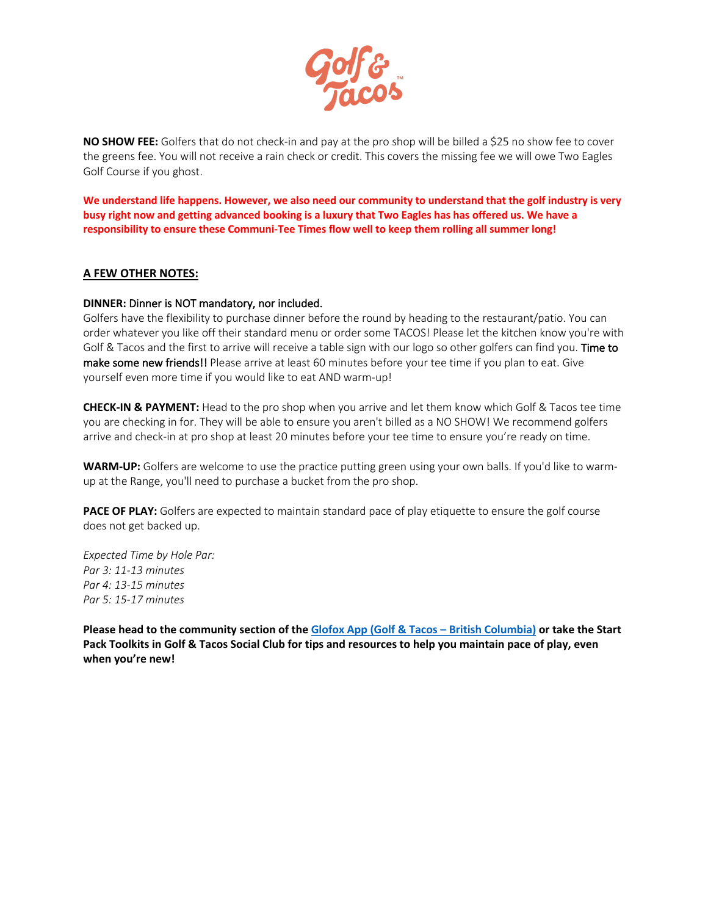**NO SHOW FEE:** Golfers that do not check-in and pay at the pro shop will be billed a $25 no show fee to cover the greens fee. You will not receive a rain check or credit. This covers the missing fee we will owe Two Eagles Golf Course if you ghost.

**We understand life happens. However, we also need our community to understand that the golf industry is very busy right now and getting advanced booking is a luxury that Two Eagles has has offered us. We have a responsibility to ensure these Communi-Tee Times flow well to keep them rolling all summer long!**

**A FEW OTHER NOTES:**

**DINNER:** Dinner is NOT mandatory, nor included.
Golfers have the flexibility to purchase dinner before the round by heading to the restaurant/patio. You can order whatever you like off their standard menu or order some TACOS! Please let the kitchen know you're with Golf & Tacos and the first to arrive will receive a table sign with our logo so other golfers can find you. Time to make some new friends!! Please arrive at least 60 minutes before your tee time if you plan to eat. Give yourself even more time if you would like to eat AND warm-up!

**CHECK-IN & PAYMENT:** Head to the pro shop when you arrive and let them know which Golf & Tacos tee time you are checking in for. They will be able to ensure you aren't billed as a NO SHOW! We recommend golfers arrive and check-in at pro shop at least 20 minutes before your tee time to ensure you're ready on time.

**WARM-UP:** Golfers are welcome to use the practice putting green using your own balls. If you'd like to warm-up at the Range, you'll need to purchase a bucket from the pro shop.

**PACE OF PLAY:** Golfers are expected to maintain standard pace of play etiquette to ensure the golf course does not get backed up.

*Expected Time by Hole Par:*
*Par 3: 11-13 minutes*
*Par 4: 13-15 minutes*
*Par 5: 15-17 minutes*

**Please head to the community section of the Glofox App (Golf & Tacos – British Columbia) or take the Start Pack Toolkits in Golf & Tacos Social Club for tips and resources to help you maintain pace of play, even when you're new!**